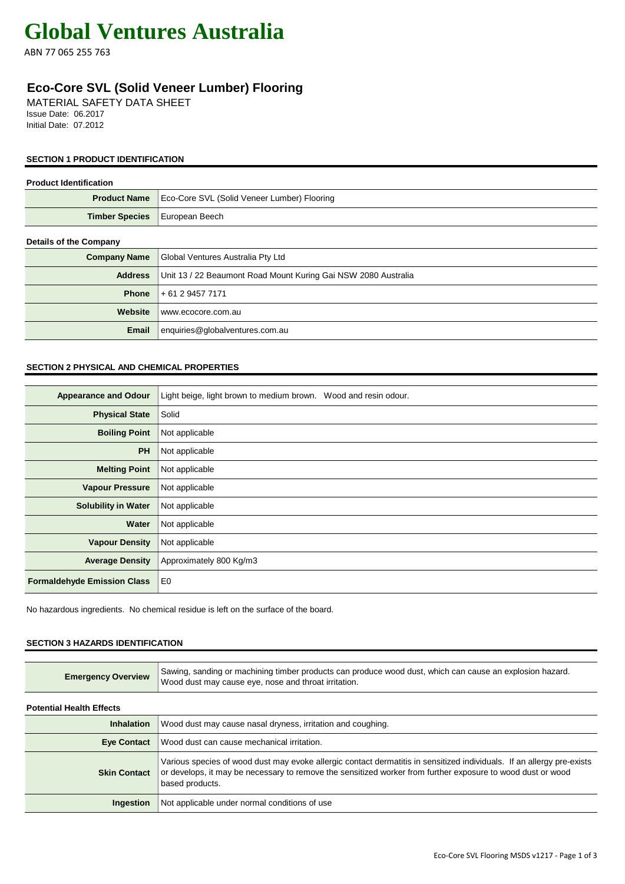# Global Ventures Australia

ABN 77 065 255 763

## Eco-Core SVL (Solid Veneer Lumber) Flooring

MATERIAL SAFETY DATA SHEET
Issue Date: 06.2017
Initial Date: 07.2012

### SECTION 1 PRODUCT IDENTIFICATION

**Product Identification**

| | |
|---|---|
| **Product Name** | Eco-Core SVL (Solid Veneer Lumber) Flooring |
| **Timber Species** | European Beech |

**Details of the Company**

| | |
|---|---|
| **Company Name** | Global Ventures Australia Pty Ltd |
| **Address** | Unit 13 / 22 Beaumont Road Mount Kuring Gai NSW 2080 Australia |
| **Phone** | + 61 2 9457 7171 |
| **Website** | www.ecocore.com.au |
| **Email** | enquiries@globalventures.com.au |

### SECTION 2 PHYSICAL AND CHEMICAL PROPERTIES

| | |
|---|---|
| **Appearance and Odour** | Light beige, light brown to medium brown. Wood and resin odour. |
| **Physical State** | Solid |
| **Boiling Point** | Not applicable |
| **PH** | Not applicable |
| **Melting Point** | Not applicable |
| **Vapour Pressure** | Not applicable |
| **Solubility in Water** | Not applicable |
| **Water** | Not applicable |
| **Vapour Density** | Not applicable |
| **Average Density** | Approximately 800 Kg/m3 |
| **Formaldehyde Emission Class** | E0 |

No hazardous ingredients. No chemical residue is left on the surface of the board.

### SECTION 3 HAZARDS IDENTIFICATION

| | |
|---|---|
| **Emergency Overview** | Sawing, sanding or machining timber products can produce wood dust, which can cause an explosion hazard. Wood dust may cause eye, nose and throat irritation. |

**Potential Health Effects**

| | |
|---|---|
| **Inhalation** | Wood dust may cause nasal dryness, irritation and coughing. |
| **Eye Contact** | Wood dust can cause mechanical irritation. |
| **Skin Contact** | Various species of wood dust may evoke allergic contact dermatitis in sensitized individuals. If an allergy pre-exists or develops, it may be necessary to remove the sensitized worker from further exposure to wood dust or wood based products. |
| **Ingestion** | Not applicable under normal conditions of use |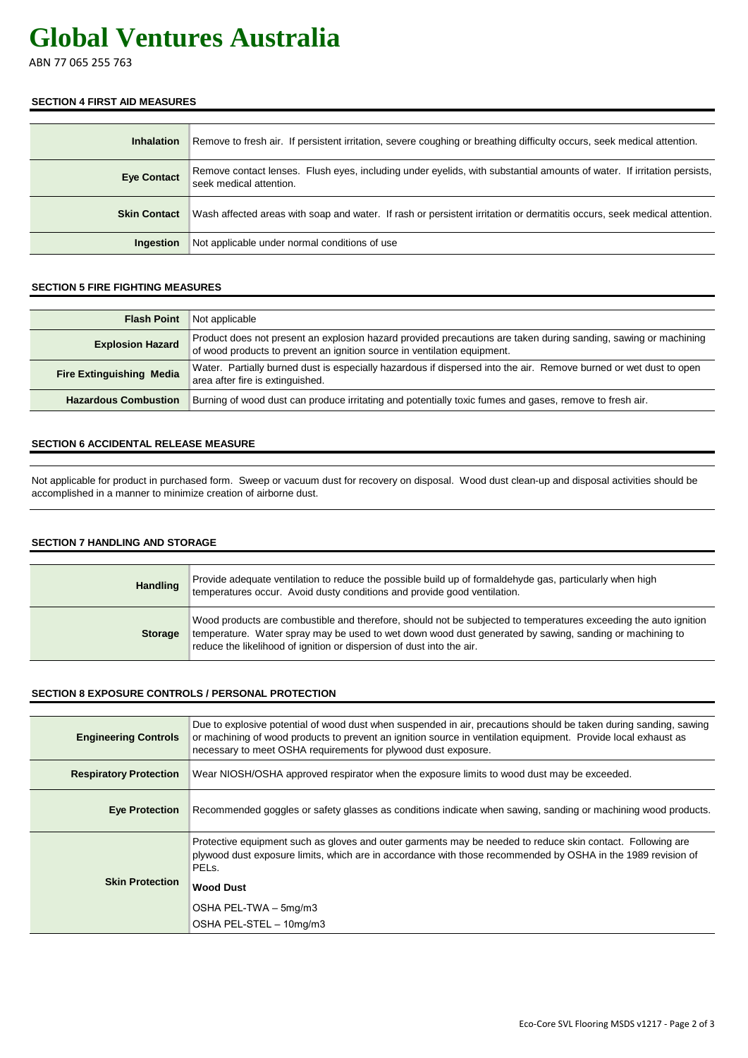# Global Ventures Australia

ABN 77 065 255 763

## SECTION 4 FIRST AID MEASURES

| | |
|---|---|
| **Inhalation** | Remove to fresh air. If persistent irritation, severe coughing or breathing difficulty occurs, seek medical attention. |
| **Eye Contact** | Remove contact lenses. Flush eyes, including under eyelids, with substantial amounts of water. If irritation persists, seek medical attention. |
| **Skin Contact** | Wash affected areas with soap and water. If rash or persistent irritation or dermatitis occurs, seek medical attention. |
| **Ingestion** | Not applicable under normal conditions of use |

## SECTION 5 FIRE FIGHTING MEASURES

| | |
|---|---|
| **Flash Point** | Not applicable |
| **Explosion Hazard** | Product does not present an explosion hazard provided precautions are taken during sanding, sawing or machining of wood products to prevent an ignition source in ventilation equipment. |
| **Fire Extinguishing Media** | Water. Partially burned dust is especially hazardous if dispersed into the air. Remove burned or wet dust to open area after fire is extinguished. |
| **Hazardous Combustion** | Burning of wood dust can produce irritating and potentially toxic fumes and gases, remove to fresh air. |

## SECTION 6 ACCIDENTAL RELEASE MEASURE

Not applicable for product in purchased form. Sweep or vacuum dust for recovery on disposal. Wood dust clean-up and disposal activities should be accomplished in a manner to minimize creation of airborne dust.

## SECTION 7 HANDLING AND STORAGE

| | |
|---|---|
| **Handling** | Provide adequate ventilation to reduce the possible build up of formaldehyde gas, particularly when high temperatures occur. Avoid dusty conditions and provide good ventilation. |
| **Storage** | Wood products are combustible and therefore, should not be subjected to temperatures exceeding the auto ignition temperature. Water spray may be used to wet down wood dust generated by sawing, sanding or machining to reduce the likelihood of ignition or dispersion of dust into the air. |

## SECTION 8 EXPOSURE CONTROLS / PERSONAL PROTECTION

| | |
|---|---|
| **Engineering Controls** | Due to explosive potential of wood dust when suspended in air, precautions should be taken during sanding, sawing or machining of wood products to prevent an ignition source in ventilation equipment. Provide local exhaust as necessary to meet OSHA requirements for plywood dust exposure. |
| **Respiratory Protection** | Wear NIOSH/OSHA approved respirator when the exposure limits to wood dust may be exceeded. |
| **Eye Protection** | Recommended goggles or safety glasses as conditions indicate when sawing, sanding or machining wood products. |
| **Skin Protection** | Protective equipment such as gloves and outer garments may be needed to reduce skin contact. Following are plywood dust exposure limits, which are in accordance with those recommended by OSHA in the 1989 revision of PELs.<br>**Wood Dust**<br>OSHA PEL-TWA – 5mg/m3<br>OSHA PEL-STEL – 10mg/m3 |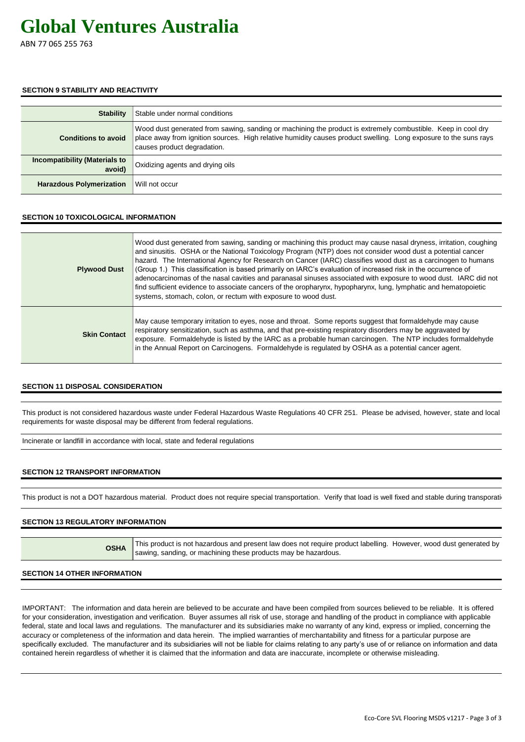# Global Ventures Australia

ABN 77 065 255 763

## SECTION 9 STABILITY AND REACTIVITY

| | |
|---|---|
| **Stability** | Stable under normal conditions |
| **Conditions to avoid** | Wood dust generated from sawing, sanding or machining the product is extremely combustible. Keep in cool dry place away from ignition sources. High relative humidity causes product swelling. Long exposure to the suns rays causes product degradation. |
| **Incompatibility (Materials to avoid)** | Oxidizing agents and drying oils |
| **Harazdous Polymerization** | Will not occur |

## SECTION 10 TOXICOLOGICAL INFORMATION

| | |
|---|---|
| **Plywood Dust** | Wood dust generated from sawing, sanding or machining this product may cause nasal dryness, irritation, coughing and sinusitis. OSHA or the National Toxicology Program (NTP) does not consider wood dust a potential cancer hazard. The International Agency for Research on Cancer (IARC) classifies wood dust as a carcinogen to humans (Group 1.) This classification is based primarily on IARC's evaluation of increased risk in the occurrence of adenocarcinomas of the nasal cavities and paranasal sinuses associated with exposure to wood dust. IARC did not find sufficient evidence to associate cancers of the oropharynx, hypopharynx, lung, lymphatic and hematopoietic systems, stomach, colon, or rectum with exposure to wood dust. |
| **Skin Contact** | May cause temporary irritation to eyes, nose and throat. Some reports suggest that formaldehyde may cause respiratory sensitization, such as asthma, and that pre-existing respiratory disorders may be aggravated by exposure. Formaldehyde is listed by the IARC as a probable human carcinogen. The NTP includes formaldehyde in the Annual Report on Carcinogens. Formaldehyde is regulated by OSHA as a potential cancer agent. |

## SECTION 11 DISPOSAL CONSIDERATION

This product is not considered hazardous waste under Federal Hazardous Waste Regulations 40 CFR 251. Please be advised, however, state and local requirements for waste disposal may be different from federal regulations.

Incinerate or landfill in accordance with local, state and federal regulations

## SECTION 12 TRANSPORT INFORMATION

This product is not a DOT hazardous material. Product does not require special transportation. Verify that load is well fixed and stable during transportati

## SECTION 13 REGULATORY INFORMATION

| | |
|---|---|
| **OSHA** | This product is not hazardous and present law does not require product labelling. However, wood dust generated by sawing, sanding, or machining these products may be hazardous. |

## SECTION 14 OTHER INFORMATION

IMPORTANT: The information and data herein are believed to be accurate and have been compiled from sources believed to be reliable. It is offered for your consideration, investigation and verification. Buyer assumes all risk of use, storage and handling of the product in compliance with applicable federal, state and local laws and regulations. The manufacturer and its subsidiaries make no warranty of any kind, express or implied, concerning the accuracy or completeness of the information and data herein. The implied warranties of merchantability and fitness for a particular purpose are specifically excluded. The manufacturer and its subsidiaries will not be liable for claims relating to any party's use of or reliance on information and data contained herein regardless of whether it is claimed that the information and data are inaccurate, incomplete or otherwise misleading.